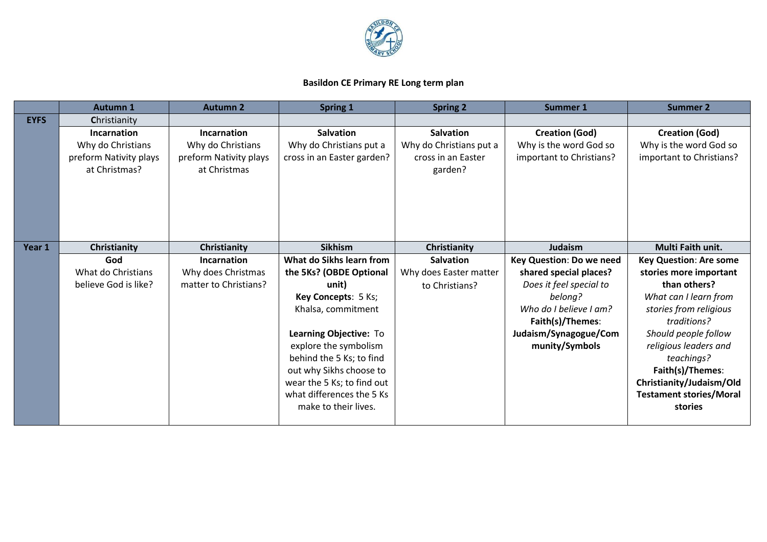**Basildon CE Primary RE Long term plan**

| | Autumn 1 | Autumn 2 | Spring 1 | Spring 2 | Summer 1 | Summer 2 |
|---|---|---|---|---|---|---|
| **EYFS** | Christianity | | | | | |
| | **Incarnation** Why do Christians preform Nativity plays at Christmas? | **Incarnation** Why do Christians preform Nativity plays at Christmas | **Salvation** Why do Christians put a cross in an Easter garden? | **Salvation** Why do Christians put a cross in an Easter garden? | **Creation (God)** Why is the word God so important to Christians? | **Creation (God)** Why is the word God so important to Christians? |
| **Year 1** | **Christianity** | **Christianity** | **Sikhism** | **Christianity** | **Judaism** | **Multi Faith unit.** |
| | **God** What do Christians believe God is like? | **Incarnation** Why does Christmas matter to Christians? | **What do Sikhs learn from the 5Ks? (OBDE Optional unit)** **Key Concepts**: 5 Ks; Khalsa, commitment<br><br>**Learning Objective:** To explore the symbolism behind the 5 Ks; to find out why Sikhs choose to wear the 5 Ks; to find out what differences the 5 Ks make to their lives. | **Salvation** Why does Easter matter to Christians? | **Key Question**: **Do we need shared special places?** *Does it feel special to belong?* *Who do I believe I am?* **Faith(s)/Themes**: **Judaism/Synagogue/Community/Symbols** | **Key Question**: **Are some stories more important than others?** *What can I learn from stories from religious traditions?* *Should people follow religious leaders and teachings?* **Faith(s)/Themes**: **Christianity/Judaism/Old Testament stories/Moral stories** |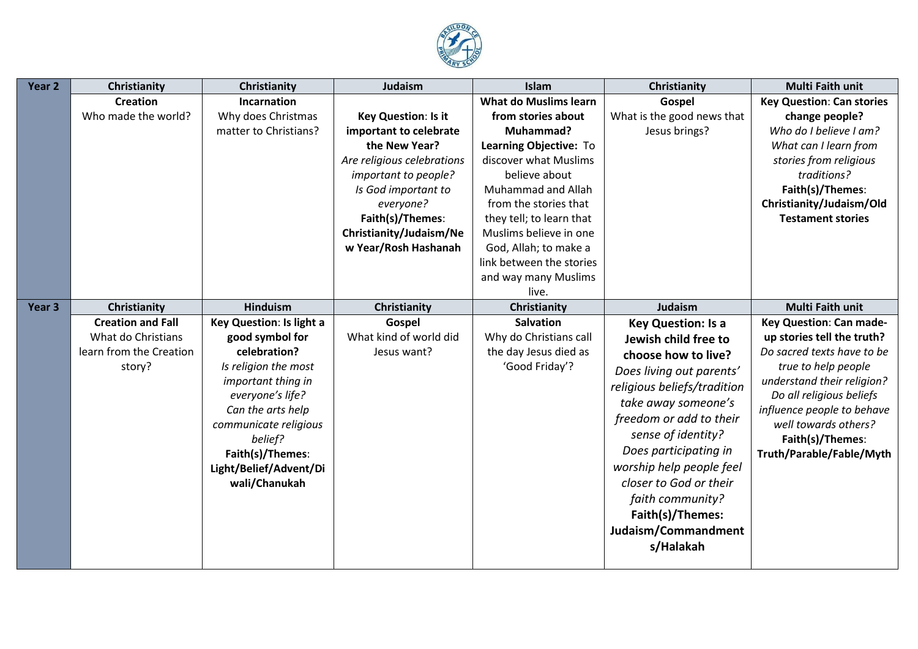| Year 2 | Christianity | Christianity | Judaism | Islam | Christianity | Multi Faith unit |
|---|---|---|---|---|---|---|
| | **Creation**<br>Who made the world? | **Incarnation**<br>Why does Christmas matter to Christians? | **Key Question**: **Is it important to celebrate the New Year?**<br>*Are religious celebrations important to people?*<br>*Is God important to everyone?*<br>**Faith(s)/Themes**: **Christianity/Judaism/New Year/Rosh Hashanah** | **What do Muslims learn from stories about Muhammad?**<br>**Learning Objective:** To discover what Muslims believe about Muhammad and Allah from the stories that they tell; to learn that Muslims believe in one God, Allah; to make a link between the stories and way many Muslims live. | **Gospel**<br>What is the good news that Jesus brings? | **Key Question**: **Can stories change people?**<br>*Who do I believe I am?*<br>*What can I learn from stories from religious traditions?*<br>**Faith(s)/Themes**: **Christianity/Judaism/Old Testament stories** |
| **Year 3** | **Christianity** | **Hinduism** | **Christianity** | **Christianity** | **Judaism** | **Multi Faith unit** |
| | **Creation and Fall**<br>What do Christians learn from the Creation story? | **Key Question**: **Is light a good symbol for celebration?**<br>*Is religion the most important thing in everyone's life?*<br>*Can the arts help communicate religious belief?*<br>**Faith(s)/Themes**: **Light/Belief/Advent/Diwali/Chanukah** | **Gospel**<br>What kind of world did Jesus want? | **Salvation**<br>Why do Christians call the day Jesus died as 'Good Friday'? | **Key Question: Is a Jewish child free to choose how to live?**<br>*Does living out parents' religious beliefs/tradition take away someone's freedom or add to their sense of identity?*<br>*Does participating in worship help people feel closer to God or their faith community?*<br>**Faith(s)/Themes: Judaism/Commandments/Halakah** | **Key Question**: **Can made-up stories tell the truth?**<br>*Do sacred texts have to be true to help people understand their religion?*<br>*Do all religious beliefs influence people to behave well towards others?*<br>**Faith(s)/Themes**: **Truth/Parable/Fable/Myth** |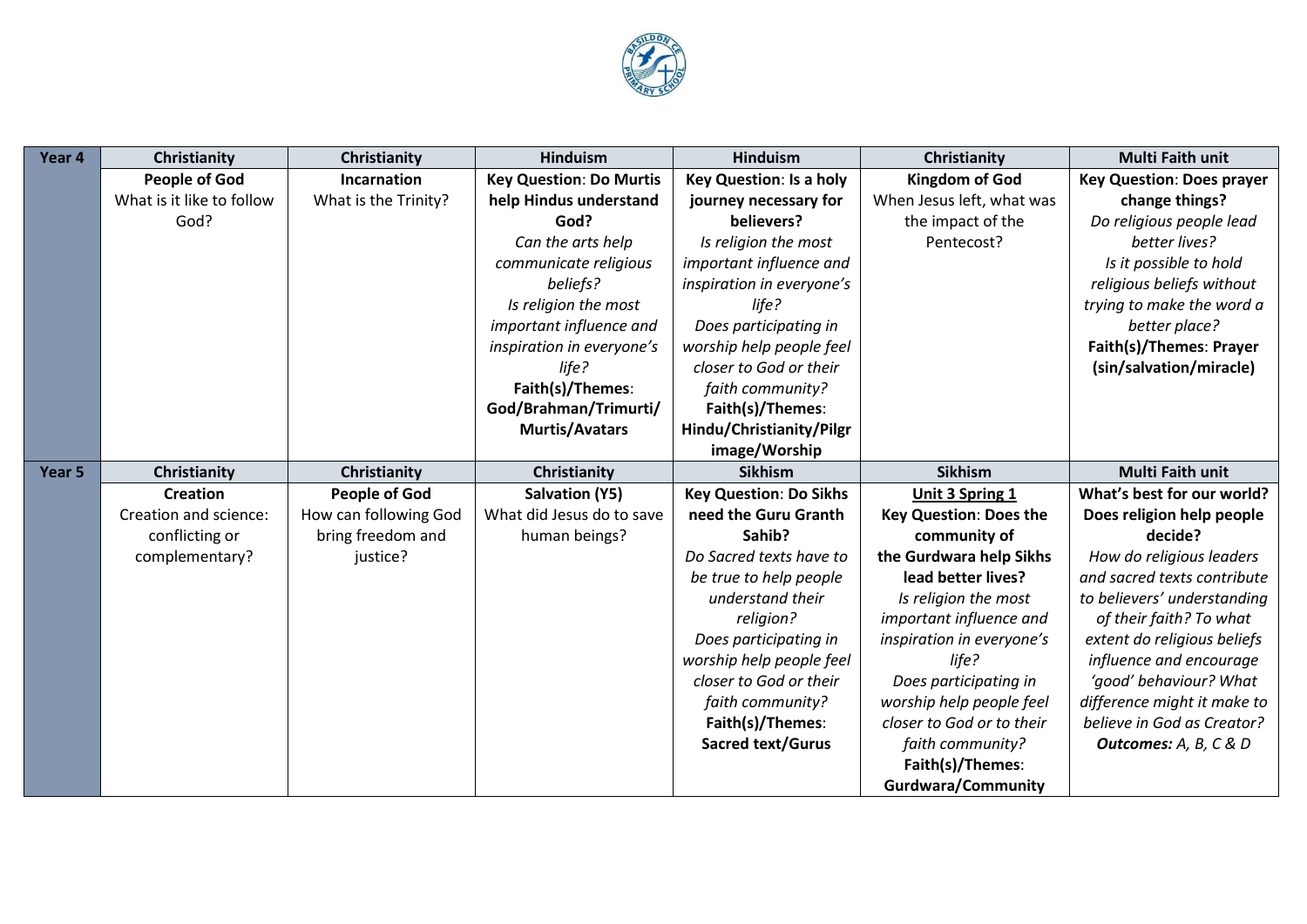| Year 4 | Christianity | Christianity | Hinduism | Hinduism | Christianity | Multi Faith unit |
|---|---|---|---|---|---|---|
| | **People of God** What is it like to follow God? | **Incarnation** What is the Trinity? | **Key Question: Do Murtis help Hindus understand God?** *Can the arts help communicate religious beliefs?* *Is religion the most important influence and inspiration in everyone's life?* **Faith(s)/Themes: God/Brahman/Trimurti/ Murtis/Avatars** | **Key Question: Is a holy journey necessary for believers?** *Is religion the most important influence and inspiration in everyone's life?* *Does participating in worship help people feel closer to God or their faith community?* **Faith(s)/Themes: Hindu/Christianity/Pilgrimage/Worship** | **Kingdom of God** When Jesus left, what was the impact of the Pentecost? | **Key Question: Does prayer change things?** *Do religious people lead better lives?* *Is it possible to hold religious beliefs without trying to make the word a better place?* **Faith(s)/Themes: Prayer (sin/salvation/miracle)** |
| **Year 5** | **Christianity** | **Christianity** | **Christianity** | **Sikhism** | **Sikhism** | **Multi Faith unit** |
| | **Creation** Creation and science: conflicting or complementary? | **People of God** How can following God bring freedom and justice? | **Salvation (Y5)** What did Jesus do to save human beings? | **Key Question: Do Sikhs need the Guru Granth Sahib?** *Do Sacred texts have to be true to help people understand their religion?* *Does participating in worship help people feel closer to God or their faith community?* **Faith(s)/Themes: Sacred text/Gurus** | **Unit 3 Spring 1** **Key Question: Does the community of the Gurdwara help Sikhs lead better lives?** *Is religion the most important influence and inspiration in everyone's life?* *Does participating in worship help people feel closer to God or to their faith community?* **Faith(s)/Themes: Gurdwara/Community** | **What's best for our world? Does religion help people decide?** *How do religious leaders and sacred texts contribute to believers' understanding of their faith? To what extent do religious beliefs influence and encourage 'good' behaviour? What difference might it make to believe in God as Creator?* ***Outcomes:** A, B, C & D* |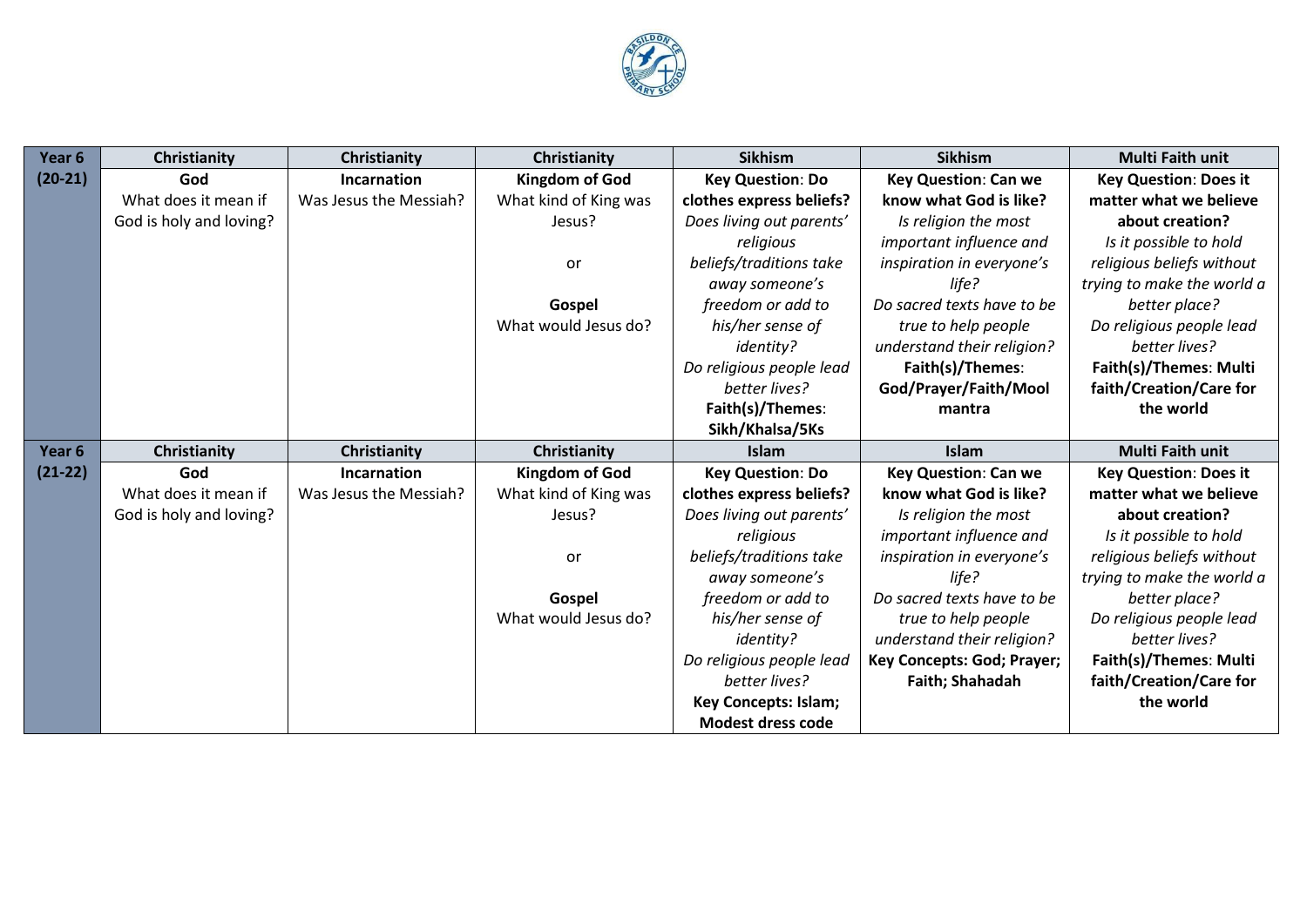| Year 6 | Christianity | Christianity | Christianity | Sikhism | Sikhism | Multi Faith unit |
|---|---|---|---|---|---|---|
| **(20-21)** | **God**<br>What does it mean if God is holy and loving? | **Incarnation**<br>Was Jesus the Messiah? | **Kingdom of God**<br>What kind of King was Jesus?<br><br>or<br><br>**Gospel**<br>What would Jesus do? | **Key Question: Do clothes express beliefs?**<br>*Does living out parents' religious beliefs/traditions take away someone's freedom or add to his/her sense of identity?*<br>*Do religious people lead better lives?*<br>**Faith(s)/Themes: Sikh/Khalsa/5Ks** | **Key Question: Can we know what God is like?**<br>*Is religion the most important influence and inspiration in everyone's life?*<br>*Do sacred texts have to be true to help people understand their religion?*<br>**Faith(s)/Themes: God/Prayer/Faith/Mool mantra** | **Key Question: Does it matter what we believe about creation?**<br>*Is it possible to hold religious beliefs without trying to make the world a better place?*<br>*Do religious people lead better lives?*<br>**Faith(s)/Themes: Multi faith/Creation/Care for the world** |
| **Year 6** | **Christianity** | **Christianity** | **Christianity** | **Islam** | **Islam** | **Multi Faith unit** |
| **(21-22)** | **God**<br>What does it mean if God is holy and loving? | **Incarnation**<br>Was Jesus the Messiah? | **Kingdom of God**<br>What kind of King was Jesus?<br><br>or<br><br>**Gospel**<br>What would Jesus do? | **Key Question: Do clothes express beliefs?**<br>*Does living out parents' religious beliefs/traditions take away someone's freedom or add to his/her sense of identity?*<br>*Do religious people lead better lives?*<br>**Key Concepts: Islam; Modest dress code** | **Key Question: Can we know what God is like?**<br>*Is religion the most important influence and inspiration in everyone's life?*<br>*Do sacred texts have to be true to help people understand their religion?*<br>**Key Concepts: God; Prayer; Faith; Shahadah** | **Key Question: Does it matter what we believe about creation?**<br>*Is it possible to hold religious beliefs without trying to make the world a better place?*<br>*Do religious people lead better lives?*<br>**Faith(s)/Themes: Multi faith/Creation/Care for the world** |